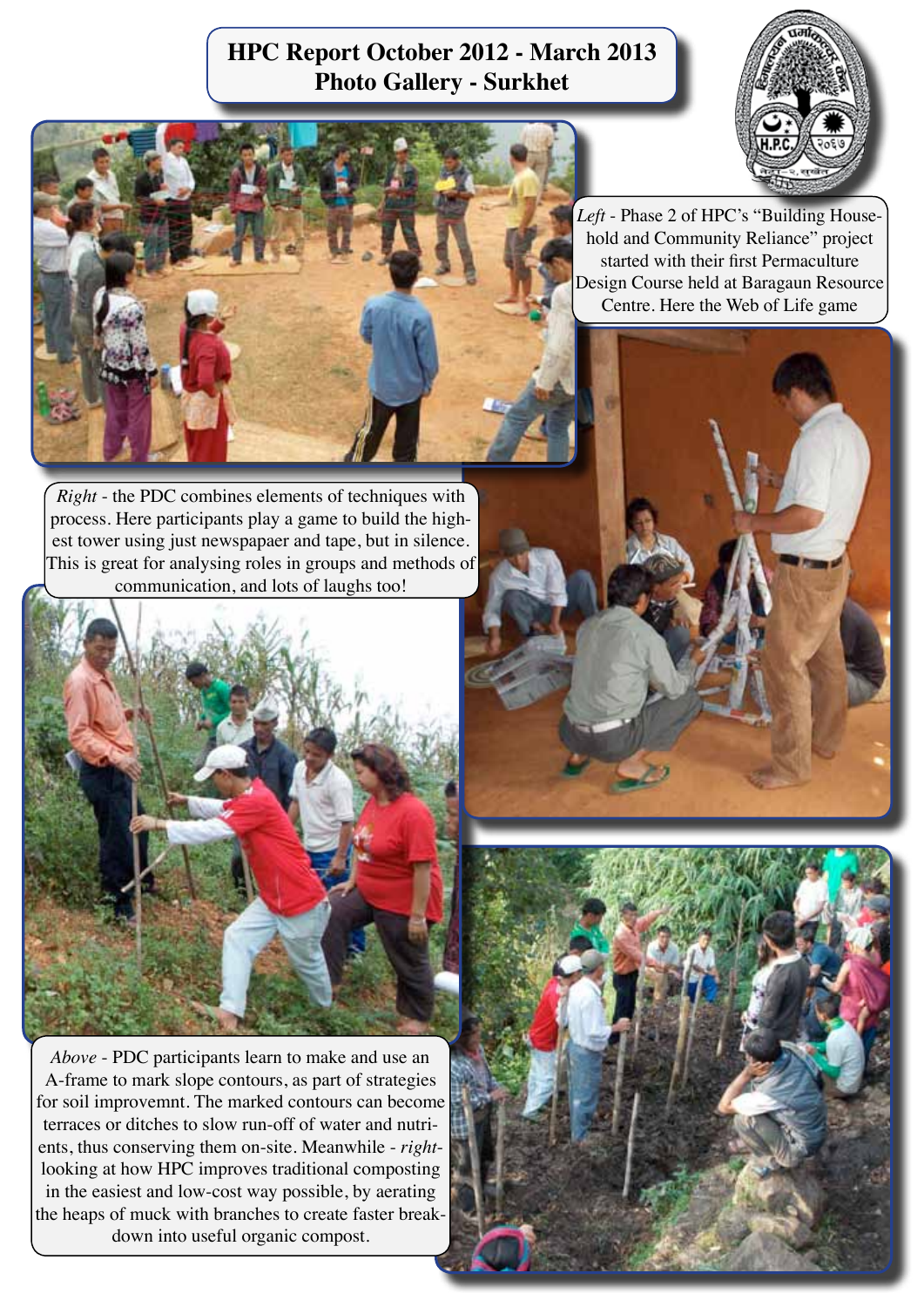# HPC Report October 2012 - March 2013
## Photo Gallery - Surkhet

*Left* - Phase 2 of HPC's "Building Household and Community Reliance" project started with their first Permaculture Design Course held at Baragaun Resource Centre. Here the Web of Life game

*Right* - the PDC combines elements of techniques with process. Here participants play a game to build the highest tower using just newspapaer and tape, but in silence. This is great for analysing roles in groups and methods of communication, and lots of laughs too!

*Above* - PDC participants learn to make and use an A-frame to mark slope contours, as part of strategies for soil improvemnt. The marked contours can become terraces or ditches to slow run-off of water and nutrients, thus conserving them on-site. Meanwhile - *right*- looking at how HPC improves traditional composting in the easiest and low-cost way possible, by aerating the heaps of muck with branches to create faster breakdown into useful organic compost.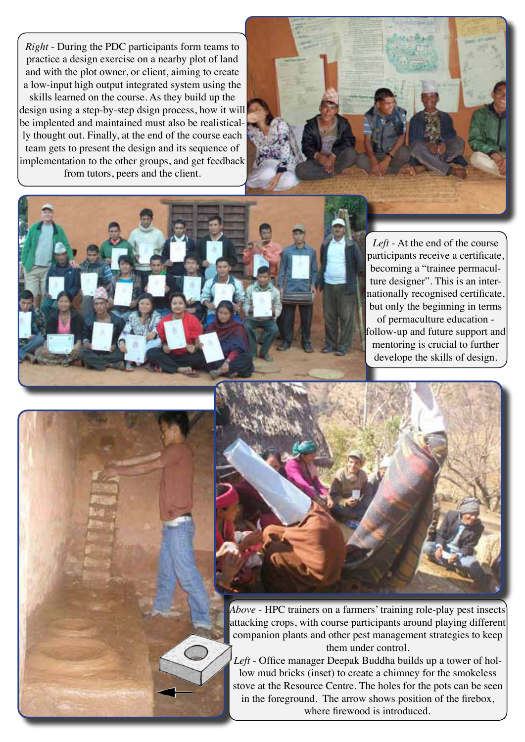*Right* - During the PDC participants form teams to practice a design exercise on a nearby plot of land and with the plot owner, or client, aiming to create a low-input high output integrated system using the skills learned on the course. As they build up the design using a step-by-step dsign process, how it will be implented and maintained must also be realistically thought out. Finally, at the end of the course each team gets to present the design and its sequence of implementation to the other groups, and get feedback from tutors, peers and the client.

*Left* - At the end of the course participants receive a certificate, becoming a "trainee permaculture designer". This is an internationally recognised certificate, but only the beginning in terms of permaculture education - follow-up and future support and mentoring is crucial to further develope the skills of design.

*Above* - HPC trainers on a farmers' training role-play pest insects attacking crops, with course participants around playing different companion plants and other pest management strategies to keep them under control.

*Left* - Office manager Deepak Buddha builds up a tower of hollow mud bricks (inset) to create a chimney for the smokeless stove at the Resource Centre. The holes for the pots can be seen in the foreground. The arrow shows position of the firebox, where firewood is introduced.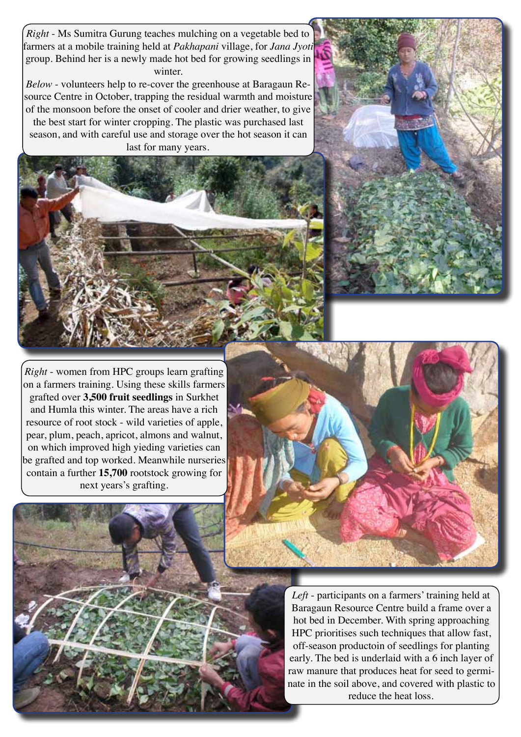*Right* - Ms Sumitra Gurung teaches mulching on a vegetable bed to farmers at a mobile training held at *Pakhapani* village, for *Jana Jyoti* group. Behind her is a newly made hot bed for growing seedlings in winter.

*Below* - volunteers help to re-cover the greenhouse at Baragaun Resource Centre in October, trapping the residual warmth and moisture of the monsoon before the onset of cooler and drier weather, to give the best start for winter cropping. The plastic was purchased last season, and with careful use and storage over the hot season it can last for many years.

*Right* - women from HPC groups learn grafting on a farmers training. Using these skills farmers grafted over **3,500 fruit seedlings** in Surkhet and Humla this winter. The areas have a rich resource of root stock - wild varieties of apple, pear, plum, peach, apricot, almons and walnut, on which improved high yieding varieties can be grafted and top worked. Meanwhile nurseries contain a further **15,700** rootstock growing for next years's grafting.

*Left* - participants on a farmers' training held at Baragaun Resource Centre build a frame over a hot bed in December. With spring approaching HPC prioritises such techniques that allow fast, off-season productoin of seedlings for planting early. The bed is underlaid with a 6 inch layer of raw manure that produces heat for seed to germinate in the soil above, and covered with plastic to reduce the heat loss.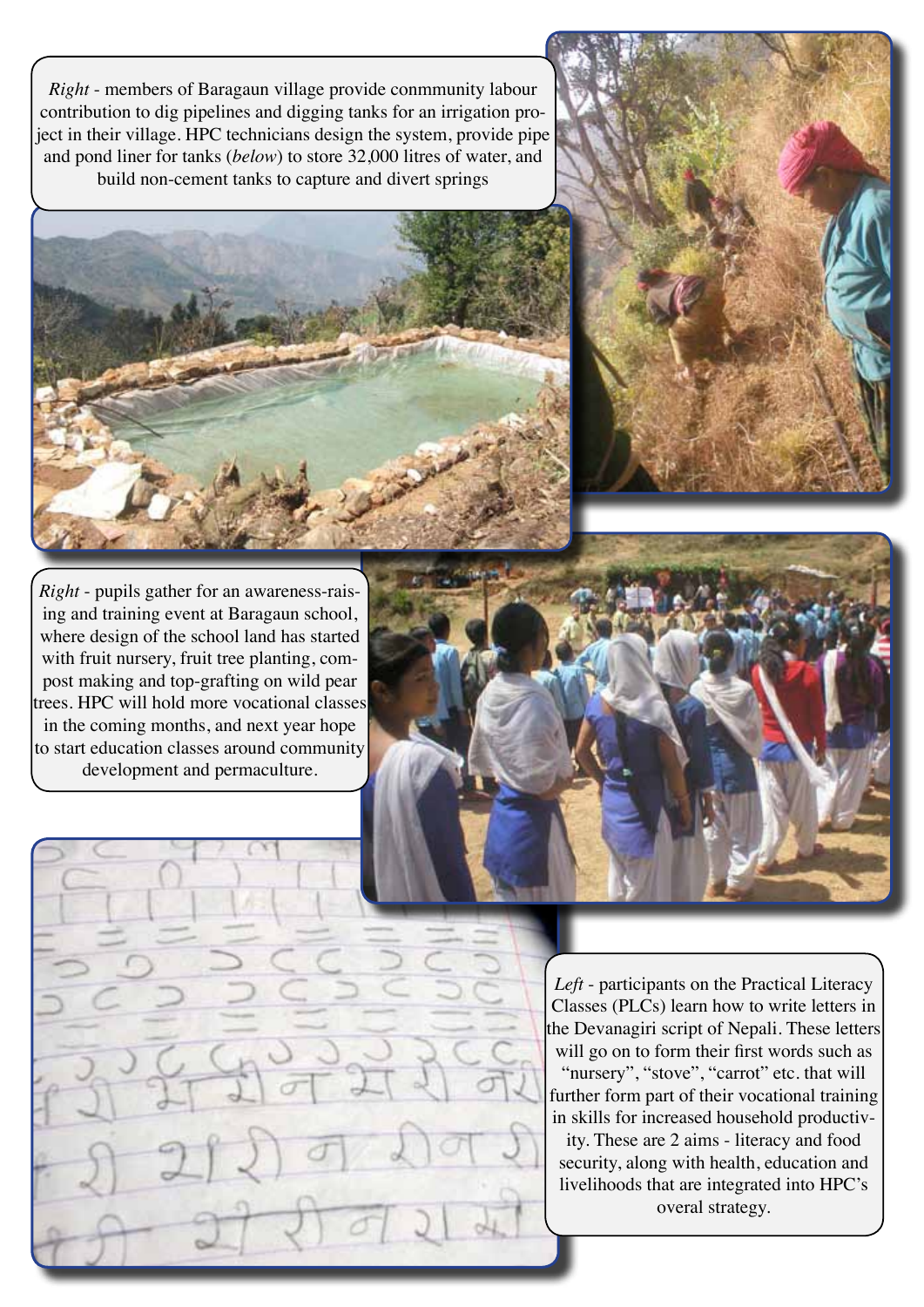*Right* - members of Baragaun village provide conmmunity labour contribution to dig pipelines and digging tanks for an irrigation project in their village. HPC technicians design the system, provide pipe and pond liner for tanks (*below*) to store 32,000 litres of water, and build non-cement tanks to capture and divert springs

*Right* - pupils gather for an awareness-raising and training event at Baragaun school, where design of the school land has started with fruit nursery, fruit tree planting, compost making and top-grafting on wild pear trees. HPC will hold more vocational classes in the coming months, and next year hope to start education classes around community development and permaculture.

*Left* - participants on the Practical Literacy Classes (PLCs) learn how to write letters in the Devanagiri script of Nepali. These letters will go on to form their first words such as "nursery", "stove", "carrot" etc. that will further form part of their vocational training in skills for increased household productivity. These are 2 aims - literacy and food security, along with health, education and livelihoods that are integrated into HPC's overal strategy.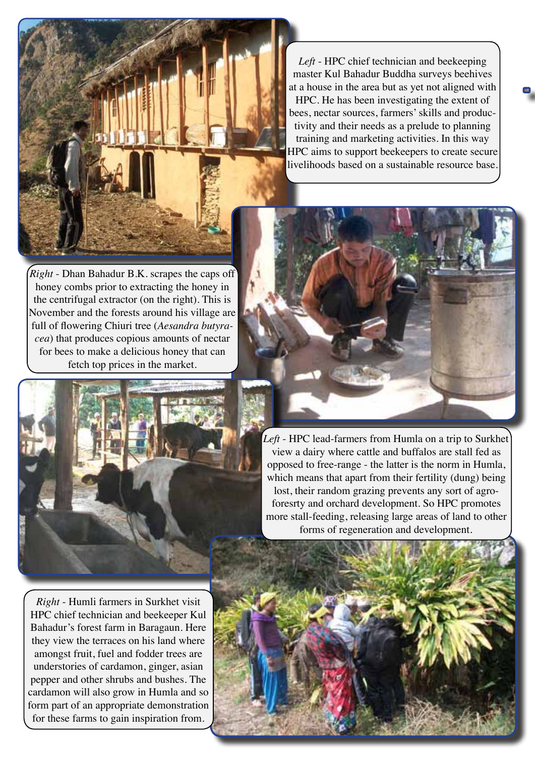*Left* - HPC chief technician and beekeeping master Kul Bahadur Buddha surveys beehives at a house in the area but as yet not aligned with HPC. He has been investigating the extent of bees, nectar sources, farmers' skills and productivity and their needs as a prelude to planning training and marketing activities. In this way HPC aims to support beekeepers to create secure livelihoods based on a sustainable resource base.

*Right* - Dhan Bahadur B.K. scrapes the caps off honey combs prior to extracting the honey in the centrifugal extractor (on the right). This is November and the forests around his village are full of flowering Chiuri tree (*Aesandra butyracea*) that produces copious amounts of nectar for bees to make a delicious honey that can fetch top prices in the market.

*Left* - HPC lead-farmers from Humla on a trip to Surkhet view a dairy where cattle and buffalos are stall fed as opposed to free-range - the latter is the norm in Humla, which means that apart from their fertility (dung) being lost, their random grazing prevents any sort of agro-foresrty and orchard development. So HPC promotes more stall-feeding, releasing large areas of land to other forms of regeneration and development.

*Right* - Humli farmers in Surkhet visit HPC chief technician and beekeeper Kul Bahadur's forest farm in Baragaun. Here they view the terraces on his land where amongst fruit, fuel and fodder trees are understories of cardamon, ginger, asian pepper and other shrubs and bushes. The cardamon will also grow in Humla and so form part of an appropriate demonstration for these farms to gain inspiration from.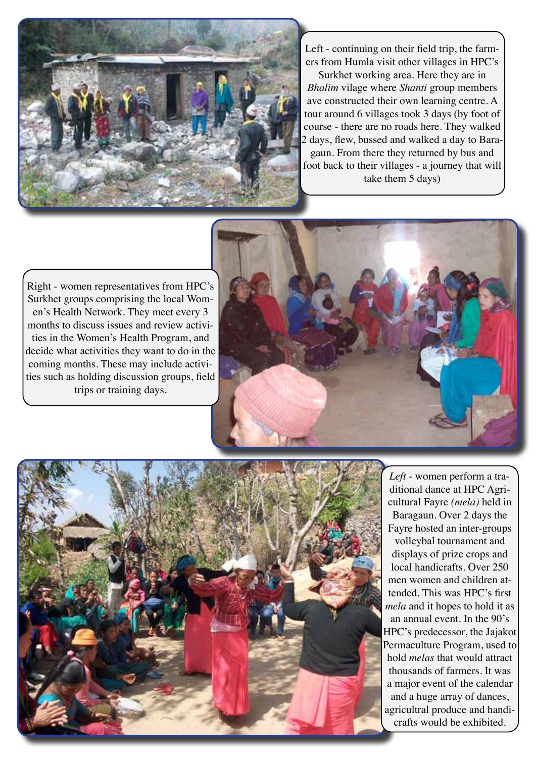Left - continuing on their field trip, the farmers from Humla visit other villages in HPC's Surkhet working area. Here they are in *Bhalim* vilage where *Shanti* group members ave constructed their own learning centre. A tour around 6 villages took 3 days (by foot of course - there are no roads here. They walked 2 days, flew, bussed and walked a day to Baragaun. From there they returned by bus and foot back to their villages - a journey that will take them 5 days)

Right - women representatives from HPC's Surkhet groups comprising the local Women's Health Network. They meet every 3 months to discuss issues and review activities in the Women's Health Program, and decide what activities they want to do in the coming months. These may include activities such as holding discussion groups, field trips or training days.

*Left* - women perform a traditional dance at HPC Agricultural Fayre *(mela)* held in Baragaun. Over 2 days the Fayre hosted an inter-groups volleybal tournament and displays of prize crops and local handicrafts. Over 250 men women and children attended. This was HPC's first *mela* and it hopes to hold it as an annual event. In the 90's HPC's predecessor, the Jajakot Permaculture Program, used to hold *melas* that would attract thousands of farmers. It was a major event of the calendar and a huge array of dances, agricultral produce and handicrafts would be exhibited.